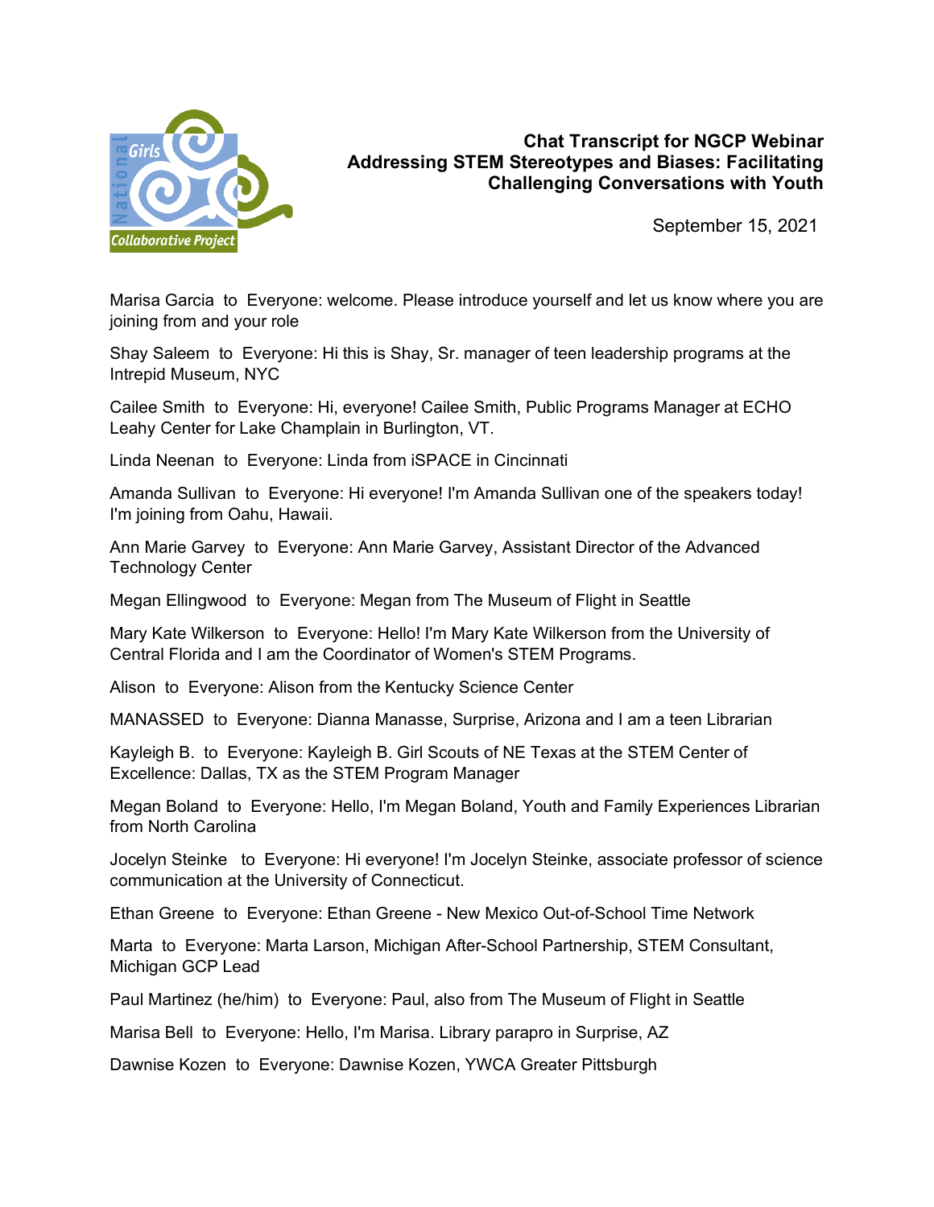# Chat Transcript for NGCP Webinar
# Addressing STEM Stereotypes and Biases: Facilitating Challenging Conversations with Youth

September 15, 2021

Marisa Garcia to Everyone: welcome. Please introduce yourself and let us know where you are joining from and your role

Shay Saleem to Everyone: Hi this is Shay, Sr. manager of teen leadership programs at the Intrepid Museum, NYC

Cailee Smith to Everyone: Hi, everyone! Cailee Smith, Public Programs Manager at ECHO Leahy Center for Lake Champlain in Burlington, VT.

Linda Neenan to Everyone: Linda from iSPACE in Cincinnati

Amanda Sullivan to Everyone: Hi everyone! I'm Amanda Sullivan one of the speakers today! I'm joining from Oahu, Hawaii.

Ann Marie Garvey to Everyone: Ann Marie Garvey, Assistant Director of the Advanced Technology Center

Megan Ellingwood to Everyone: Megan from The Museum of Flight in Seattle

Mary Kate Wilkerson to Everyone: Hello! I'm Mary Kate Wilkerson from the University of Central Florida and I am the Coordinator of Women's STEM Programs.

Alison to Everyone: Alison from the Kentucky Science Center

MANASSED to Everyone: Dianna Manasse, Surprise, Arizona and I am a teen Librarian

Kayleigh B. to Everyone: Kayleigh B. Girl Scouts of NE Texas at the STEM Center of Excellence: Dallas, TX as the STEM Program Manager

Megan Boland to Everyone: Hello, I'm Megan Boland, Youth and Family Experiences Librarian from North Carolina

Jocelyn Steinke to Everyone: Hi everyone! I'm Jocelyn Steinke, associate professor of science communication at the University of Connecticut.

Ethan Greene to Everyone: Ethan Greene - New Mexico Out-of-School Time Network

Marta to Everyone: Marta Larson, Michigan After-School Partnership, STEM Consultant, Michigan GCP Lead

Paul Martinez (he/him) to Everyone: Paul, also from The Museum of Flight in Seattle

Marisa Bell to Everyone: Hello, I'm Marisa. Library parapro in Surprise, AZ

Dawnise Kozen to Everyone: Dawnise Kozen, YWCA Greater Pittsburgh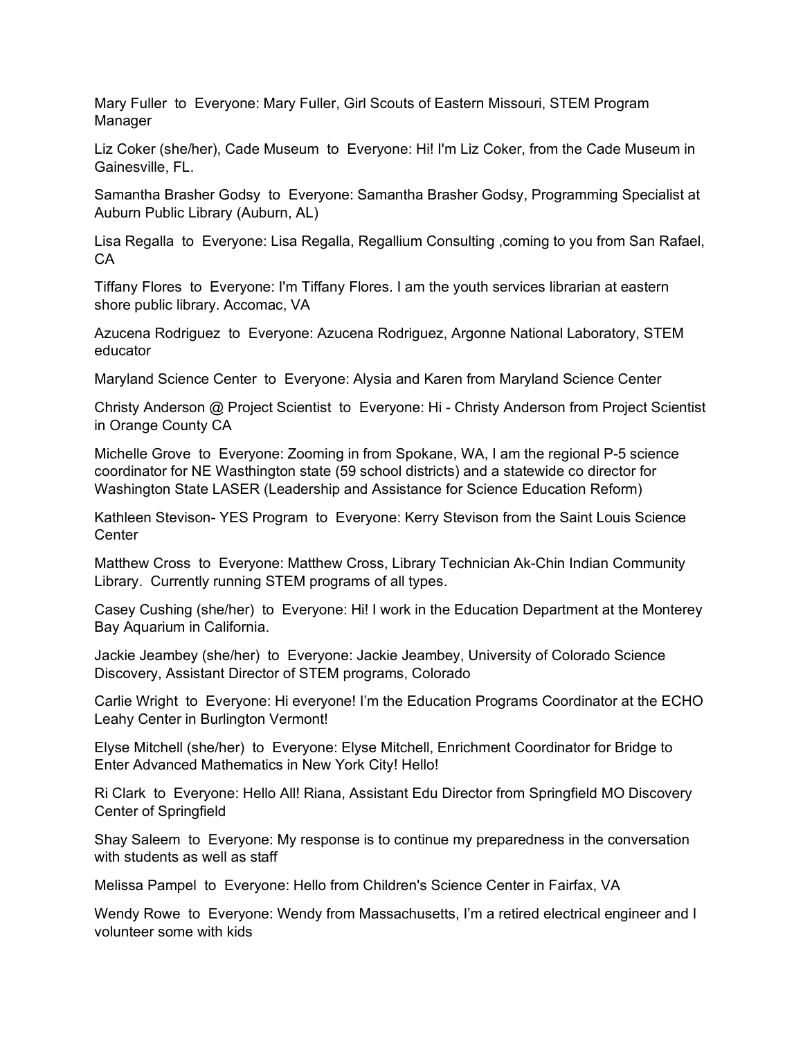Mary Fuller  to  Everyone: Mary Fuller, Girl Scouts of Eastern Missouri, STEM Program Manager

Liz Coker (she/her), Cade Museum  to  Everyone: Hi! I'm Liz Coker, from the Cade Museum in Gainesville, FL.

Samantha Brasher Godsy  to  Everyone: Samantha Brasher Godsy, Programming Specialist at Auburn Public Library (Auburn, AL)

Lisa Regalla  to  Everyone: Lisa Regalla, Regallium Consulting ,coming to you from San Rafael, CA

Tiffany Flores  to  Everyone: I'm Tiffany Flores. I am the youth services librarian at eastern shore public library. Accomac, VA

Azucena Rodriguez  to  Everyone: Azucena Rodriguez, Argonne National Laboratory, STEM educator

Maryland Science Center  to  Everyone: Alysia and Karen from Maryland Science Center

Christy Anderson @ Project Scientist  to  Everyone: Hi - Christy Anderson from Project Scientist in Orange County CA

Michelle Grove  to  Everyone: Zooming in from Spokane, WA, I am the regional P-5 science coordinator for NE Washtington state (59 school districts) and a statewide co director for Washington State LASER (Leadership and Assistance for Science Education Reform)

Kathleen Stevison- YES Program  to  Everyone: Kerry Stevison from the Saint Louis Science Center

Matthew Cross  to  Everyone: Matthew Cross, Library Technician Ak-Chin Indian Community Library.  Currently running STEM programs of all types.

Casey Cushing (she/her)  to  Everyone: Hi! I work in the Education Department at the Monterey Bay Aquarium in California.

Jackie Jeambey (she/her)  to  Everyone: Jackie Jeambey, University of Colorado Science Discovery, Assistant Director of STEM programs, Colorado

Carlie Wright  to  Everyone: Hi everyone! I'm the Education Programs Coordinator at the ECHO Leahy Center in Burlington Vermont!

Elyse Mitchell (she/her)  to  Everyone: Elyse Mitchell, Enrichment Coordinator for Bridge to Enter Advanced Mathematics in New York City! Hello!

Ri Clark  to  Everyone: Hello All! Riana, Assistant Edu Director from Springfield MO Discovery Center of Springfield

Shay Saleem  to  Everyone: My response is to continue my preparedness in the conversation with students as well as staff

Melissa Pampel  to  Everyone: Hello from Children's Science Center in Fairfax, VA

Wendy Rowe  to  Everyone: Wendy from Massachusetts, I'm a retired electrical engineer and I volunteer some with kids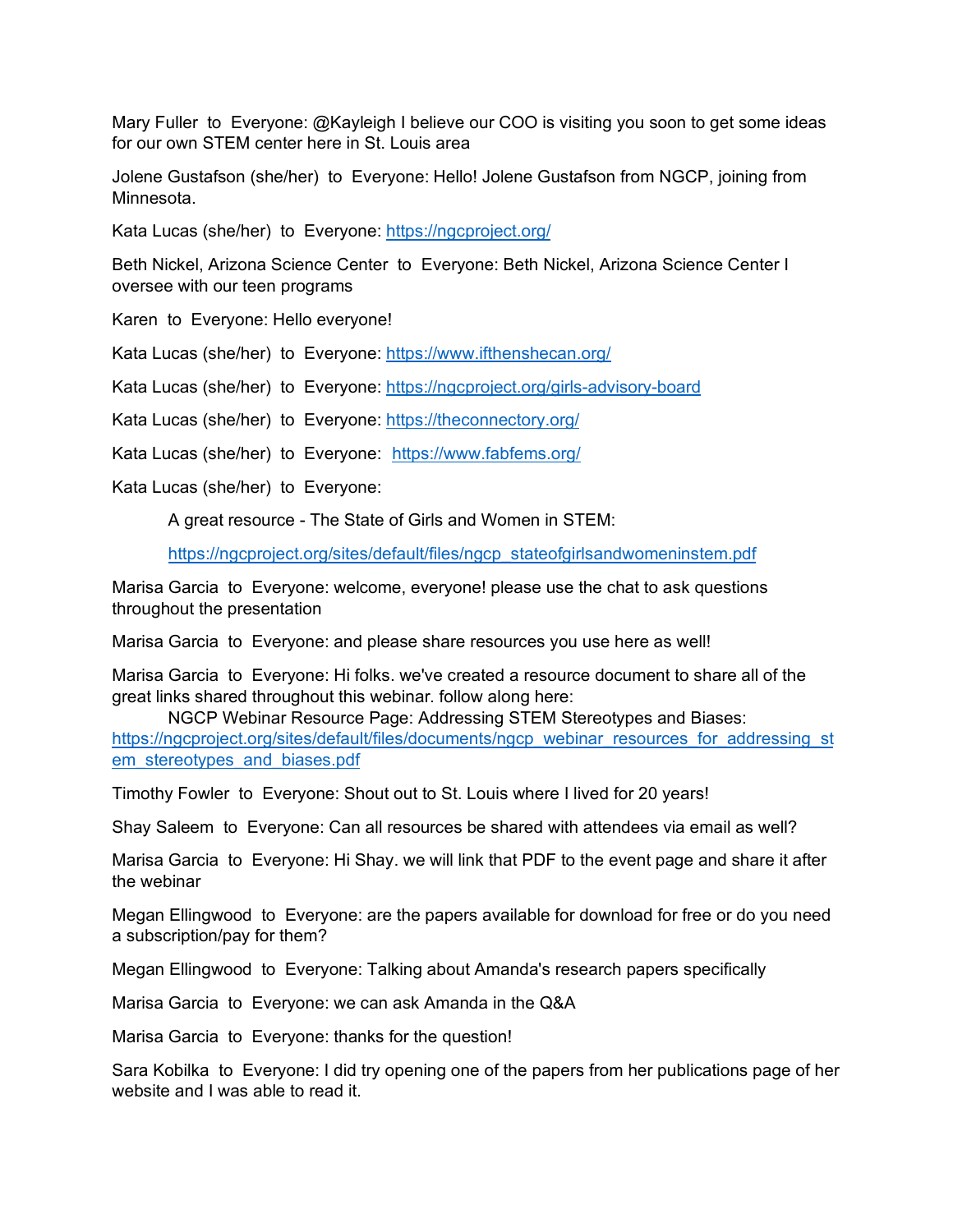Mary Fuller to Everyone: @Kayleigh I believe our COO is visiting you soon to get some ideas for our own STEM center here in St. Louis area

Jolene Gustafson (she/her) to Everyone: Hello! Jolene Gustafson from NGCP, joining from Minnesota.

Kata Lucas (she/her) to Everyone: https://ngcproject.org/

Beth Nickel, Arizona Science Center to Everyone: Beth Nickel, Arizona Science Center I oversee with our teen programs

Karen to Everyone: Hello everyone!

Kata Lucas (she/her) to Everyone: https://www.ifthenshecan.org/

Kata Lucas (she/her) to Everyone: https://ngcproject.org/girls-advisory-board

Kata Lucas (she/her) to Everyone: https://theconnectory.org/

Kata Lucas (she/her) to Everyone: https://www.fabfems.org/

Kata Lucas (she/her) to Everyone:

> A great resource - The State of Girls and Women in STEM:
>
> https://ngcproject.org/sites/default/files/ngcp_stateofgirlsandwomeninstem.pdf

Marisa Garcia to Everyone: welcome, everyone! please use the chat to ask questions throughout the presentation

Marisa Garcia to Everyone: and please share resources you use here as well!

Marisa Garcia to Everyone: Hi folks. we've created a resource document to share all of the great links shared throughout this webinar. follow along here:
NGCP Webinar Resource Page: Addressing STEM Stereotypes and Biases: https://ngcproject.org/sites/default/files/documents/ngcp_webinar_resources_for_addressing_stem_stereotypes_and_biases.pdf

Timothy Fowler to Everyone: Shout out to St. Louis where I lived for 20 years!

Shay Saleem to Everyone: Can all resources be shared with attendees via email as well?

Marisa Garcia to Everyone: Hi Shay. we will link that PDF to the event page and share it after the webinar

Megan Ellingwood to Everyone: are the papers available for download for free or do you need a subscription/pay for them?

Megan Ellingwood to Everyone: Talking about Amanda's research papers specifically

Marisa Garcia to Everyone: we can ask Amanda in the Q&A

Marisa Garcia to Everyone: thanks for the question!

Sara Kobilka to Everyone: I did try opening one of the papers from her publications page of her website and I was able to read it.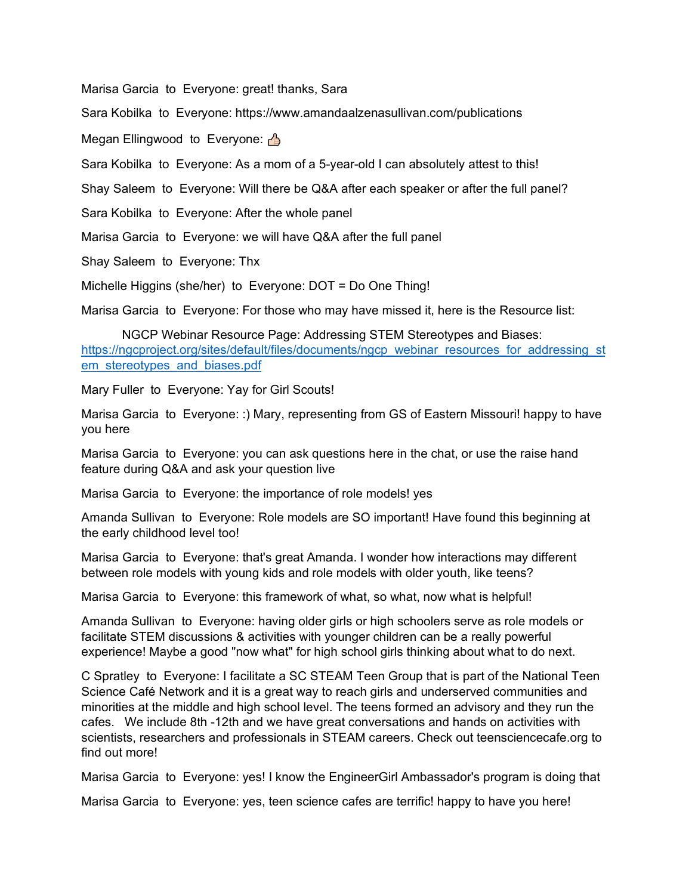Marisa Garcia to Everyone: great! thanks, Sara

Sara Kobilka to Everyone: https://www.amandaalzenasullivan.com/publications

Megan Ellingwood to Everyone: 👍

Sara Kobilka to Everyone: As a mom of a 5-year-old I can absolutely attest to this!

Shay Saleem to Everyone: Will there be Q&A after each speaker or after the full panel?

Sara Kobilka to Everyone: After the whole panel

Marisa Garcia to Everyone: we will have Q&A after the full panel

Shay Saleem to Everyone: Thx

Michelle Higgins (she/her) to Everyone: DOT = Do One Thing!

Marisa Garcia to Everyone: For those who may have missed it, here is the Resource list:

NGCP Webinar Resource Page: Addressing STEM Stereotypes and Biases: [https://ngcproject.org/sites/default/files/documents/ngcp_webinar_resources_for_addressing_stem_stereotypes_and_biases.pdf](https://ngcproject.org/sites/default/files/documents/ngcp_webinar_resources_for_addressing_stem_stereotypes_and_biases.pdf)

Mary Fuller to Everyone: Yay for Girl Scouts!

Marisa Garcia to Everyone: :) Mary, representing from GS of Eastern Missouri! happy to have you here

Marisa Garcia to Everyone: you can ask questions here in the chat, or use the raise hand feature during Q&A and ask your question live

Marisa Garcia to Everyone: the importance of role models! yes

Amanda Sullivan to Everyone: Role models are SO important! Have found this beginning at the early childhood level too!

Marisa Garcia to Everyone: that's great Amanda. I wonder how interactions may different between role models with young kids and role models with older youth, like teens?

Marisa Garcia to Everyone: this framework of what, so what, now what is helpful!

Amanda Sullivan to Everyone: having older girls or high schoolers serve as role models or facilitate STEM discussions & activities with younger children can be a really powerful experience! Maybe a good "now what" for high school girls thinking about what to do next.

C Spratley to Everyone: I facilitate a SC STEAM Teen Group that is part of the National Teen Science Café Network and it is a great way to reach girls and underserved communities and minorities at the middle and high school level. The teens formed an advisory and they run the cafes. We include 8th -12th and we have great conversations and hands on activities with scientists, researchers and professionals in STEAM careers. Check out teensciencecafe.org to find out more!

Marisa Garcia to Everyone: yes! I know the EngineerGirl Ambassador's program is doing that

Marisa Garcia to Everyone: yes, teen science cafes are terrific! happy to have you here!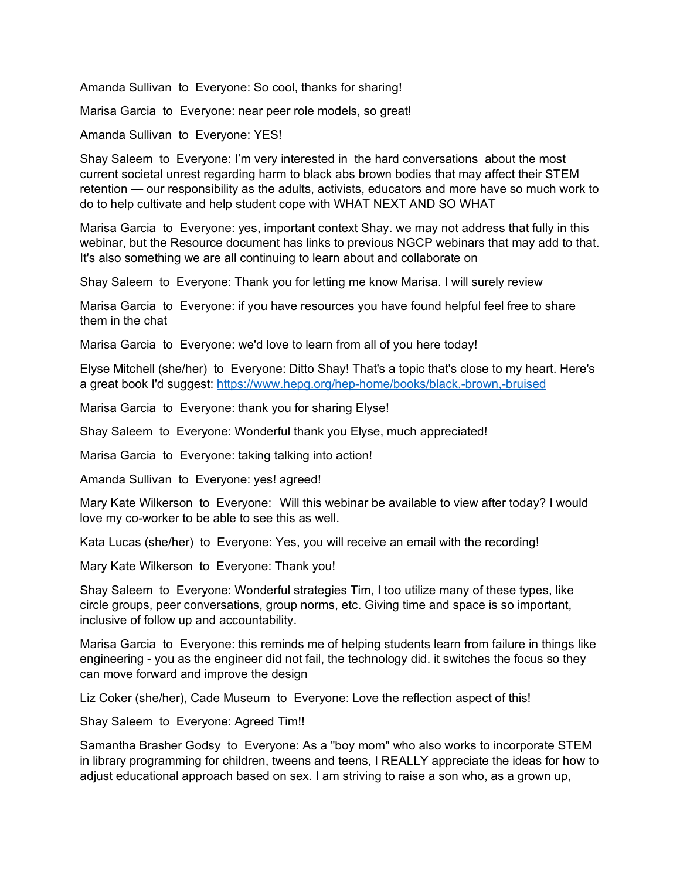Amanda Sullivan  to  Everyone: So cool, thanks for sharing!

Marisa Garcia  to  Everyone: near peer role models, so great!

Amanda Sullivan  to  Everyone: YES!

Shay Saleem  to  Everyone: I'm very interested in  the hard conversations  about the most current societal unrest regarding harm to black abs brown bodies that may affect their STEM retention — our responsibility as the adults, activists, educators and more have so much work to do to help cultivate and help student cope with WHAT NEXT AND SO WHAT

Marisa Garcia  to  Everyone: yes, important context Shay. we may not address that fully in this webinar, but the Resource document has links to previous NGCP webinars that may add to that. It's also something we are all continuing to learn about and collaborate on

Shay Saleem  to  Everyone: Thank you for letting me know Marisa. I will surely review

Marisa Garcia  to  Everyone: if you have resources you have found helpful feel free to share them in the chat

Marisa Garcia  to  Everyone: we'd love to learn from all of you here today!

Elyse Mitchell (she/her)  to  Everyone: Ditto Shay! That's a topic that's close to my heart. Here's a great book I'd suggest: [https://www.hepg.org/hep-home/books/black,-brown,-bruised](https://www.hepg.org/hep-home/books/black,-brown,-bruised)

Marisa Garcia  to  Everyone: thank you for sharing Elyse!

Shay Saleem  to  Everyone: Wonderful thank you Elyse, much appreciated!

Marisa Garcia  to  Everyone: taking talking into action!

Amanda Sullivan  to  Everyone: yes! agreed!

Mary Kate Wilkerson  to  Everyone:  Will this webinar be available to view after today? I would love my co-worker to be able to see this as well.

Kata Lucas (she/her)  to  Everyone: Yes, you will receive an email with the recording!

Mary Kate Wilkerson  to  Everyone: Thank you!

Shay Saleem  to  Everyone: Wonderful strategies Tim, I too utilize many of these types, like circle groups, peer conversations, group norms, etc. Giving time and space is so important, inclusive of follow up and accountability.

Marisa Garcia  to  Everyone: this reminds me of helping students learn from failure in things like engineering - you as the engineer did not fail, the technology did. it switches the focus so they can move forward and improve the design

Liz Coker (she/her), Cade Museum  to  Everyone: Love the reflection aspect of this!

Shay Saleem  to  Everyone: Agreed Tim!!

Samantha Brasher Godsy  to  Everyone: As a "boy mom" who also works to incorporate STEM in library programming for children, tweens and teens, I REALLY appreciate the ideas for how to adjust educational approach based on sex. I am striving to raise a son who, as a grown up,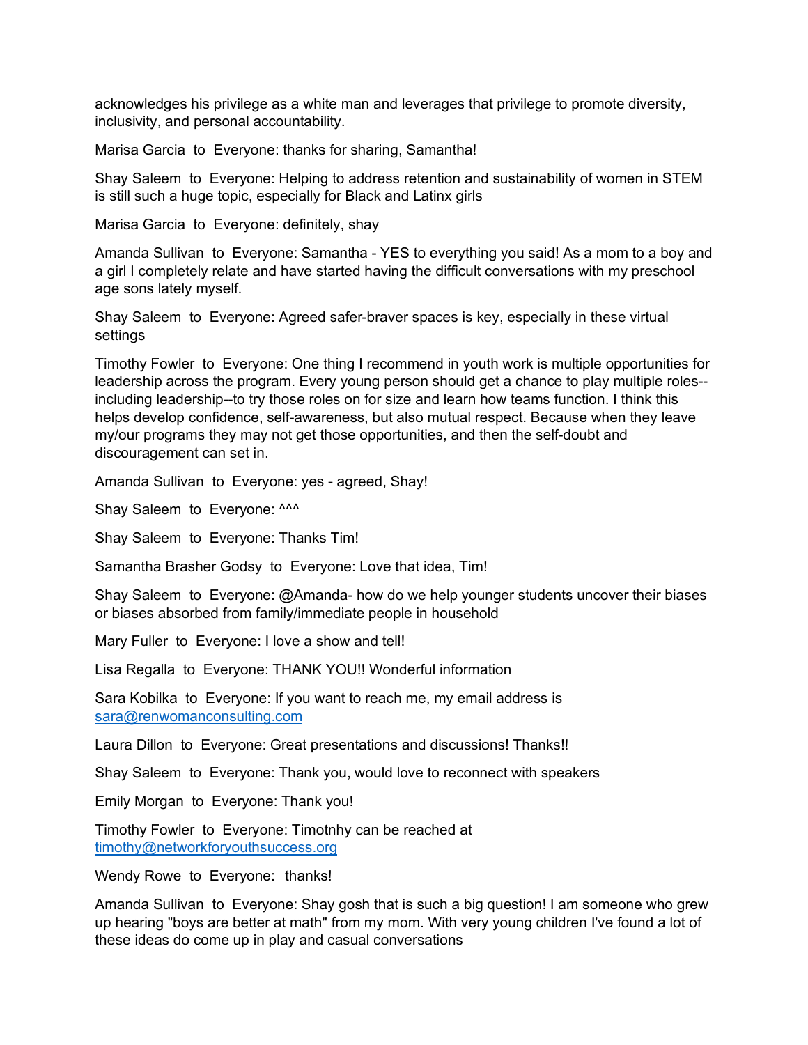acknowledges his privilege as a white man and leverages that privilege to promote diversity, inclusivity, and personal accountability.

Marisa Garcia  to  Everyone: thanks for sharing, Samantha!

Shay Saleem  to  Everyone: Helping to address retention and sustainability of women in STEM is still such a huge topic, especially for Black and Latinx girls

Marisa Garcia  to  Everyone: definitely, shay

Amanda Sullivan  to  Everyone: Samantha - YES to everything you said! As a mom to a boy and a girl I completely relate and have started having the difficult conversations with my preschool age sons lately myself.

Shay Saleem  to  Everyone: Agreed safer-braver spaces is key, especially in these virtual settings

Timothy Fowler  to  Everyone: One thing I recommend in youth work is multiple opportunities for leadership across the program. Every young person should get a chance to play multiple roles--including leadership--to try those roles on for size and learn how teams function. I think this helps develop confidence, self-awareness, but also mutual respect. Because when they leave my/our programs they may not get those opportunities, and then the self-doubt and discouragement can set in.

Amanda Sullivan  to  Everyone: yes - agreed, Shay!

Shay Saleem  to  Everyone: ^^^

Shay Saleem  to  Everyone: Thanks Tim!

Samantha Brasher Godsy  to  Everyone: Love that idea, Tim!

Shay Saleem  to  Everyone: @Amanda- how do we help younger students uncover their biases or biases absorbed from family/immediate people in household

Mary Fuller  to  Everyone: I love a show and tell!

Lisa Regalla  to  Everyone: THANK YOU!! Wonderful information

Sara Kobilka  to  Everyone: If you want to reach me, my email address is sara@renwomanconsulting.com

Laura Dillon  to  Everyone: Great presentations and discussions! Thanks!!

Shay Saleem  to  Everyone: Thank you, would love to reconnect with speakers

Emily Morgan  to  Everyone: Thank you!

Timothy Fowler  to  Everyone: Timotnhy can be reached at timothy@networkforyouthsuccess.org

Wendy Rowe  to  Everyone:  thanks!

Amanda Sullivan  to  Everyone: Shay gosh that is such a big question! I am someone who grew up hearing "boys are better at math" from my mom. With very young children I've found a lot of these ideas do come up in play and casual conversations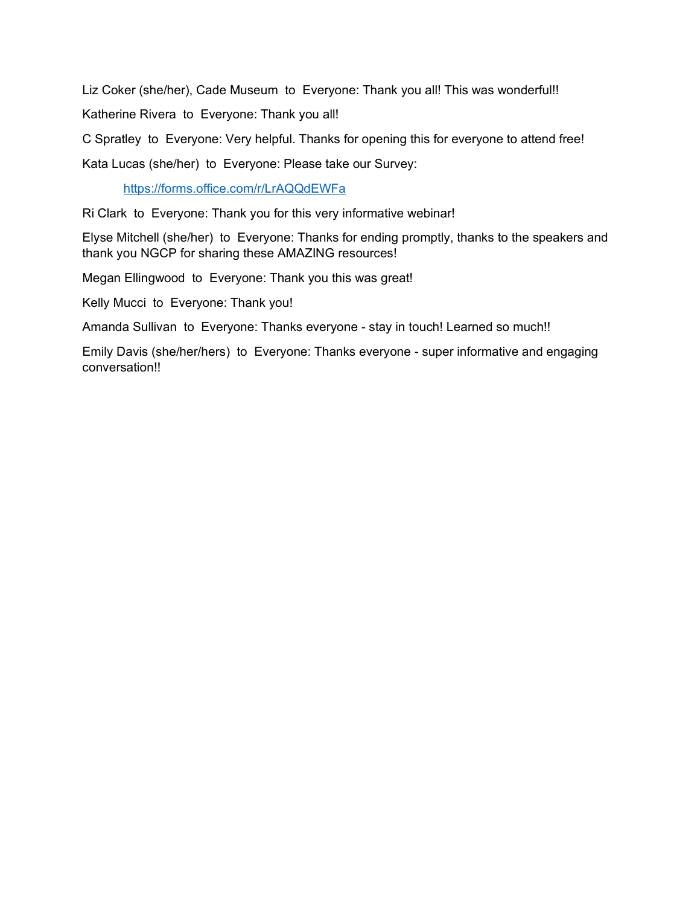Liz Coker (she/her), Cade Museum to Everyone: Thank you all! This was wonderful!!

Katherine Rivera to Everyone: Thank you all!

C Spratley to Everyone: Very helpful. Thanks for opening this for everyone to attend free!

Kata Lucas (she/her) to Everyone: Please take our Survey:

> https://forms.office.com/r/LrAQQdEWFa

Ri Clark to Everyone: Thank you for this very informative webinar!

Elyse Mitchell (she/her) to Everyone: Thanks for ending promptly, thanks to the speakers and thank you NGCP for sharing these AMAZING resources!

Megan Ellingwood to Everyone: Thank you this was great!

Kelly Mucci to Everyone: Thank you!

Amanda Sullivan to Everyone: Thanks everyone - stay in touch! Learned so much!!

Emily Davis (she/her/hers) to Everyone: Thanks everyone - super informative and engaging conversation!!